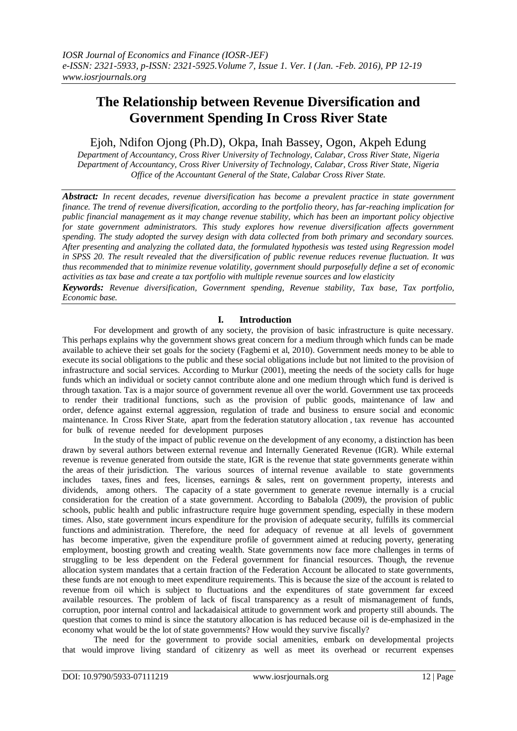# The Relationship between Revenue Diversification and Government Spending In Cross River State

Ejoh, Ndifon Ojong (Ph.D), Okpa, Inah Bassey, Ogon, Akpeh Edung

*Department of Accountancy, Cross River University of Technology, Calabar, Cross River State, Nigeria*
*Department of Accountancy, Cross River University of Technology, Calabar, Cross River State, Nigeria*
*Office of the Accountant General of the State, Calabar Cross River State.*

***Abstract:*** *In recent decades, revenue diversification has become a prevalent practice in state government finance. The trend of revenue diversification, according to the portfolio theory, has far-reaching implication for public financial management as it may change revenue stability, which has been an important policy objective for state government administrators. This study explores how revenue diversification affects government spending. The study adopted the survey design with data collected from both primary and secondary sources. After presenting and analyzing the collated data, the formulated hypothesis was tested using Regression model in SPSS 20. The result revealed that the diversification of public revenue reduces revenue fluctuation. It was thus recommended that to minimize revenue volatility, government should purposefully define a set of economic activities as tax base and create a tax portfolio with multiple revenue sources and low elasticity*

***Keywords:*** *Revenue diversification, Government spending, Revenue stability, Tax base, Tax portfolio, Economic base.*

## I. Introduction

For development and growth of any society, the provision of basic infrastructure is quite necessary. This perhaps explains why the government shows great concern for a medium through which funds can be made available to achieve their set goals for the society (Fagbemi et al, 2010). Government needs money to be able to execute its social obligations to the public and these social obligations include but not limited to the provision of infrastructure and social services. According to Murkur (2001), meeting the needs of the society calls for huge funds which an individual or society cannot contribute alone and one medium through which fund is derived is through taxation. Tax is a major source of government revenue all over the world. Government use tax proceeds to render their traditional functions, such as the provision of public goods, maintenance of law and order, defence against external aggression, regulation of trade and business to ensure social and economic maintenance. In Cross River State, apart from the federation statutory allocation , tax revenue has accounted for bulk of revenue needed for development purposes

In the study of the impact of public revenue on the development of any economy, a distinction has been drawn by several authors between external revenue and Internally Generated Revenue (IGR). While external revenue is revenue generated from outside the state, IGR is the revenue that state governments generate within the areas of their jurisdiction. The various sources of internal revenue available to state governments includes taxes, fines and fees, licenses, earnings & sales, rent on government property, interests and dividends, among others. The capacity of a state government to generate revenue internally is a crucial consideration for the creation of a state government. According to Babalola (2009), the provision of public schools, public health and public infrastructure require huge government spending, especially in these modern times. Also, state government incurs expenditure for the provision of adequate security, fulfills its commercial functions and administration. Therefore, the need for adequacy of revenue at all levels of government has become imperative, given the expenditure profile of government aimed at reducing poverty, generating employment, boosting growth and creating wealth. State governments now face more challenges in terms of struggling to be less dependent on the Federal government for financial resources. Though, the revenue allocation system mandates that a certain fraction of the Federation Account be allocated to state governments, these funds are not enough to meet expenditure requirements. This is because the size of the account is related to revenue from oil which is subject to fluctuations and the expenditures of state government far exceed available resources. The problem of lack of fiscal transparency as a result of mismanagement of funds, corruption, poor internal control and lackadaisical attitude to government work and property still abounds. The question that comes to mind is since the statutory allocation is has reduced because oil is de-emphasized in the economy what would be the lot of state governments? How would they survive fiscally?

The need for the government to provide social amenities, embark on developmental projects that would improve living standard of citizenry as well as meet its overhead or recurrent expenses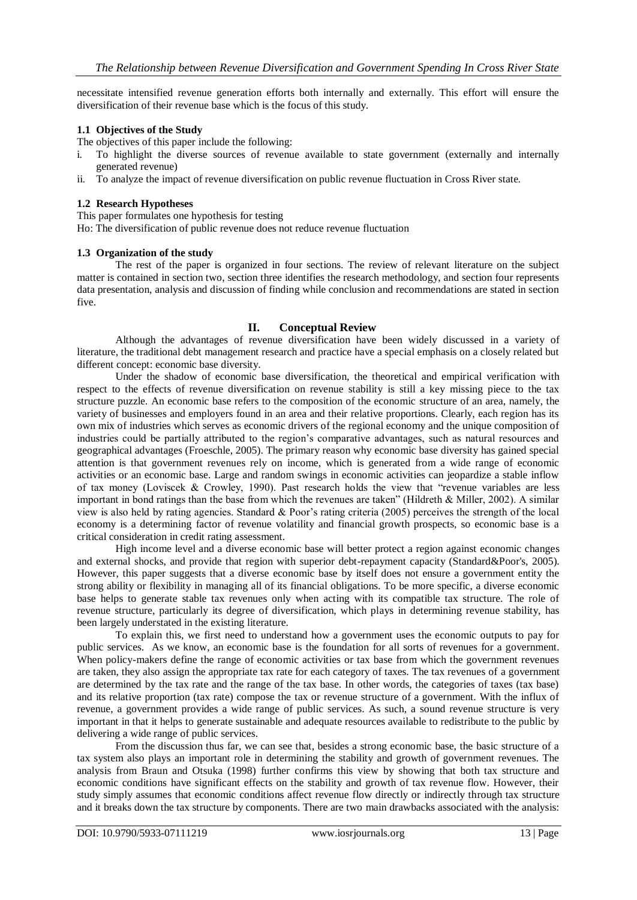necessitate intensified revenue generation efforts both internally and externally. This effort will ensure the diversification of their revenue base which is the focus of this study.

### 1.1 Objectives of the Study

The objectives of this paper include the following:

i. To highlight the diverse sources of revenue available to state government (externally and internally generated revenue)
ii. To analyze the impact of revenue diversification on public revenue fluctuation in Cross River state.

### 1.2 Research Hypotheses

This paper formulates one hypothesis for testing

Ho: The diversification of public revenue does not reduce revenue fluctuation

### 1.3 Organization of the study

The rest of the paper is organized in four sections. The review of relevant literature on the subject matter is contained in section two, section three identifies the research methodology, and section four represents data presentation, analysis and discussion of finding while conclusion and recommendations are stated in section five.

## II. Conceptual Review

Although the advantages of revenue diversification have been widely discussed in a variety of literature, the traditional debt management research and practice have a special emphasis on a closely related but different concept: economic base diversity.

Under the shadow of economic base diversification, the theoretical and empirical verification with respect to the effects of revenue diversification on revenue stability is still a key missing piece to the tax structure puzzle. An economic base refers to the composition of the economic structure of an area, namely, the variety of businesses and employers found in an area and their relative proportions. Clearly, each region has its own mix of industries which serves as economic drivers of the regional economy and the unique composition of industries could be partially attributed to the region's comparative advantages, such as natural resources and geographical advantages (Froeschle, 2005). The primary reason why economic base diversity has gained special attention is that government revenues rely on income, which is generated from a wide range of economic activities or an economic base. Large and random swings in economic activities can jeopardize a stable inflow of tax money (Loviscek & Crowley, 1990). Past research holds the view that "revenue variables are less important in bond ratings than the base from which the revenues are taken" (Hildreth & Miller, 2002). A similar view is also held by rating agencies. Standard & Poor's rating criteria (2005) perceives the strength of the local economy is a determining factor of revenue volatility and financial growth prospects, so economic base is a critical consideration in credit rating assessment.

High income level and a diverse economic base will better protect a region against economic changes and external shocks, and provide that region with superior debt-repayment capacity (Standard&Poor's, 2005). However, this paper suggests that a diverse economic base by itself does not ensure a government entity the strong ability or flexibility in managing all of its financial obligations. To be more specific, a diverse economic base helps to generate stable tax revenues only when acting with its compatible tax structure. The role of revenue structure, particularly its degree of diversification, which plays in determining revenue stability, has been largely understated in the existing literature.

To explain this, we first need to understand how a government uses the economic outputs to pay for public services. As we know, an economic base is the foundation for all sorts of revenues for a government. When policy-makers define the range of economic activities or tax base from which the government revenues are taken, they also assign the appropriate tax rate for each category of taxes. The tax revenues of a government are determined by the tax rate and the range of the tax base. In other words, the categories of taxes (tax base) and its relative proportion (tax rate) compose the tax or revenue structure of a government. With the influx of revenue, a government provides a wide range of public services. As such, a sound revenue structure is very important in that it helps to generate sustainable and adequate resources available to redistribute to the public by delivering a wide range of public services.

From the discussion thus far, we can see that, besides a strong economic base, the basic structure of a tax system also plays an important role in determining the stability and growth of government revenues. The analysis from Braun and Otsuka (1998) further confirms this view by showing that both tax structure and economic conditions have significant effects on the stability and growth of tax revenue flow. However, their study simply assumes that economic conditions affect revenue flow directly or indirectly through tax structure and it breaks down the tax structure by components. There are two main drawbacks associated with the analysis: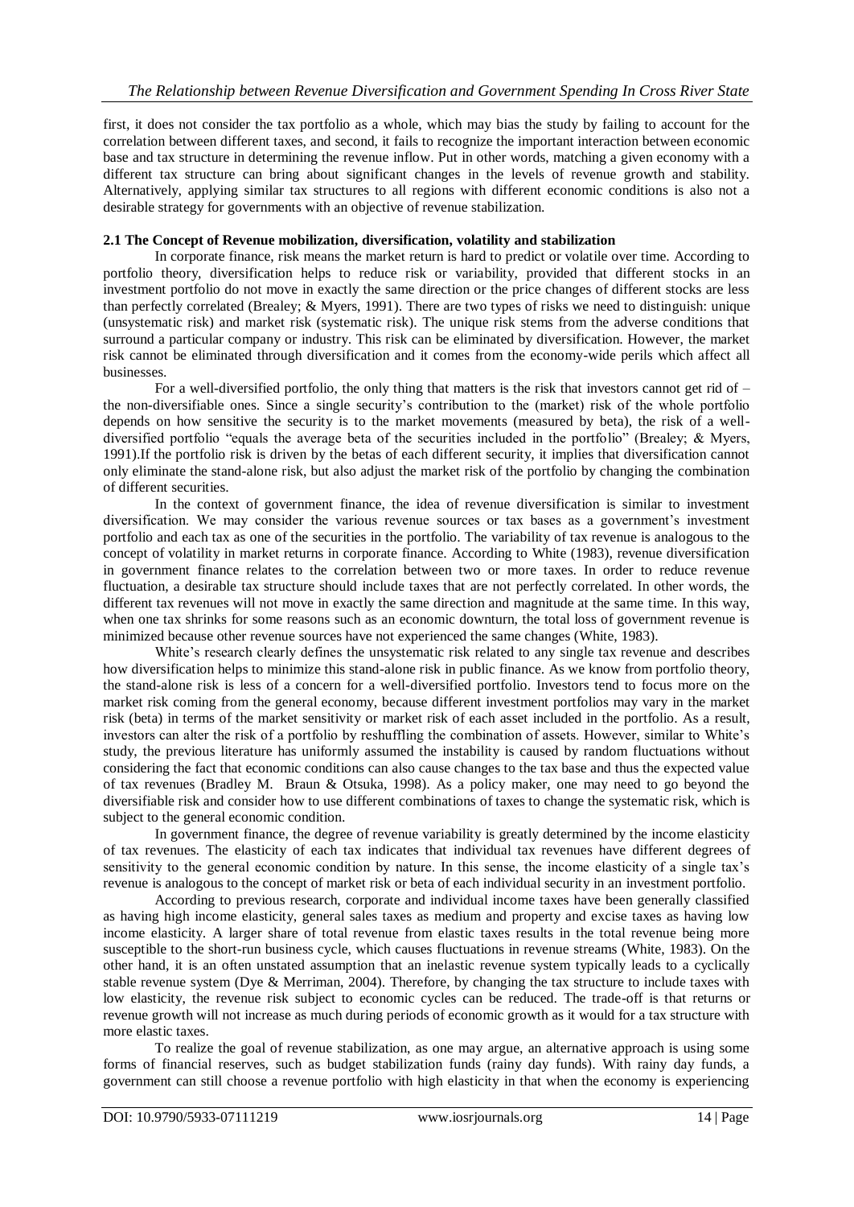first, it does not consider the tax portfolio as a whole, which may bias the study by failing to account for the correlation between different taxes, and second, it fails to recognize the important interaction between economic base and tax structure in determining the revenue inflow. Put in other words, matching a given economy with a different tax structure can bring about significant changes in the levels of revenue growth and stability. Alternatively, applying similar tax structures to all regions with different economic conditions is also not a desirable strategy for governments with an objective of revenue stabilization.

### 2.1 The Concept of Revenue mobilization, diversification, volatility and stabilization

In corporate finance, risk means the market return is hard to predict or volatile over time. According to portfolio theory, diversification helps to reduce risk or variability, provided that different stocks in an investment portfolio do not move in exactly the same direction or the price changes of different stocks are less than perfectly correlated (Brealey; & Myers, 1991). There are two types of risks we need to distinguish: unique (unsystematic risk) and market risk (systematic risk). The unique risk stems from the adverse conditions that surround a particular company or industry. This risk can be eliminated by diversification. However, the market risk cannot be eliminated through diversification and it comes from the economy-wide perils which affect all businesses.

For a well-diversified portfolio, the only thing that matters is the risk that investors cannot get rid of – the non-diversifiable ones. Since a single security's contribution to the (market) risk of the whole portfolio depends on how sensitive the security is to the market movements (measured by beta), the risk of a well-diversified portfolio "equals the average beta of the securities included in the portfolio" (Brealey; & Myers, 1991).If the portfolio risk is driven by the betas of each different security, it implies that diversification cannot only eliminate the stand-alone risk, but also adjust the market risk of the portfolio by changing the combination of different securities.

In the context of government finance, the idea of revenue diversification is similar to investment diversification. We may consider the various revenue sources or tax bases as a government's investment portfolio and each tax as one of the securities in the portfolio. The variability of tax revenue is analogous to the concept of volatility in market returns in corporate finance. According to White (1983), revenue diversification in government finance relates to the correlation between two or more taxes. In order to reduce revenue fluctuation, a desirable tax structure should include taxes that are not perfectly correlated. In other words, the different tax revenues will not move in exactly the same direction and magnitude at the same time. In this way, when one tax shrinks for some reasons such as an economic downturn, the total loss of government revenue is minimized because other revenue sources have not experienced the same changes (White, 1983).

White's research clearly defines the unsystematic risk related to any single tax revenue and describes how diversification helps to minimize this stand-alone risk in public finance. As we know from portfolio theory, the stand-alone risk is less of a concern for a well-diversified portfolio. Investors tend to focus more on the market risk coming from the general economy, because different investment portfolios may vary in the market risk (beta) in terms of the market sensitivity or market risk of each asset included in the portfolio. As a result, investors can alter the risk of a portfolio by reshuffling the combination of assets. However, similar to White's study, the previous literature has uniformly assumed the instability is caused by random fluctuations without considering the fact that economic conditions can also cause changes to the tax base and thus the expected value of tax revenues (Bradley M. Braun & Otsuka, 1998). As a policy maker, one may need to go beyond the diversifiable risk and consider how to use different combinations of taxes to change the systematic risk, which is subject to the general economic condition.

In government finance, the degree of revenue variability is greatly determined by the income elasticity of tax revenues. The elasticity of each tax indicates that individual tax revenues have different degrees of sensitivity to the general economic condition by nature. In this sense, the income elasticity of a single tax's revenue is analogous to the concept of market risk or beta of each individual security in an investment portfolio.

According to previous research, corporate and individual income taxes have been generally classified as having high income elasticity, general sales taxes as medium and property and excise taxes as having low income elasticity. A larger share of total revenue from elastic taxes results in the total revenue being more susceptible to the short-run business cycle, which causes fluctuations in revenue streams (White, 1983). On the other hand, it is an often unstated assumption that an inelastic revenue system typically leads to a cyclically stable revenue system (Dye & Merriman, 2004). Therefore, by changing the tax structure to include taxes with low elasticity, the revenue risk subject to economic cycles can be reduced. The trade-off is that returns or revenue growth will not increase as much during periods of economic growth as it would for a tax structure with more elastic taxes.

To realize the goal of revenue stabilization, as one may argue, an alternative approach is using some forms of financial reserves, such as budget stabilization funds (rainy day funds). With rainy day funds, a government can still choose a revenue portfolio with high elasticity in that when the economy is experiencing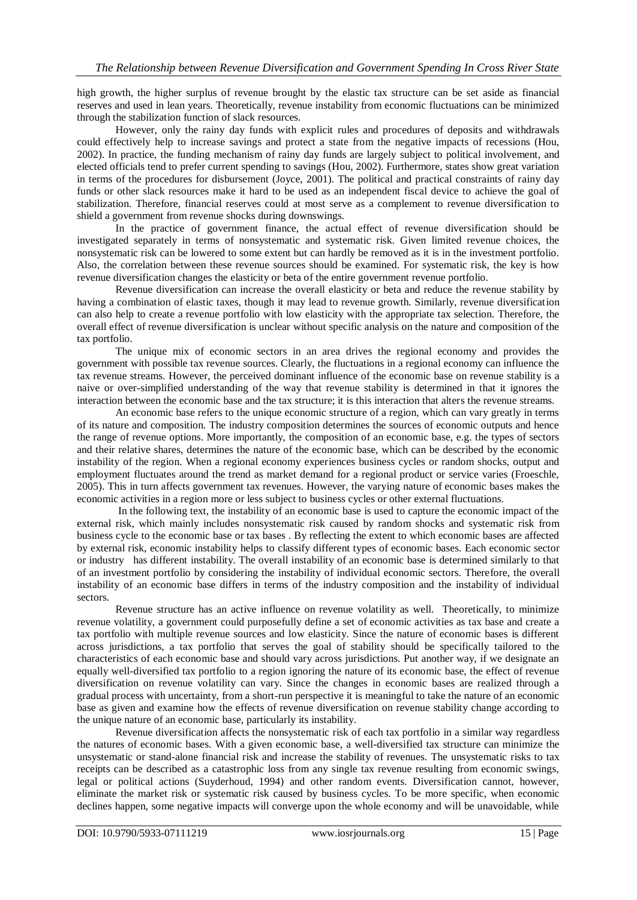high growth, the higher surplus of revenue brought by the elastic tax structure can be set aside as financial reserves and used in lean years. Theoretically, revenue instability from economic fluctuations can be minimized through the stabilization function of slack resources.

However, only the rainy day funds with explicit rules and procedures of deposits and withdrawals could effectively help to increase savings and protect a state from the negative impacts of recessions (Hou, 2002). In practice, the funding mechanism of rainy day funds are largely subject to political involvement, and elected officials tend to prefer current spending to savings (Hou, 2002). Furthermore, states show great variation in terms of the procedures for disbursement (Joyce, 2001). The political and practical constraints of rainy day funds or other slack resources make it hard to be used as an independent fiscal device to achieve the goal of stabilization. Therefore, financial reserves could at most serve as a complement to revenue diversification to shield a government from revenue shocks during downswings.

In the practice of government finance, the actual effect of revenue diversification should be investigated separately in terms of nonsystematic and systematic risk. Given limited revenue choices, the nonsystematic risk can be lowered to some extent but can hardly be removed as it is in the investment portfolio. Also, the correlation between these revenue sources should be examined. For systematic risk, the key is how revenue diversification changes the elasticity or beta of the entire government revenue portfolio.

Revenue diversification can increase the overall elasticity or beta and reduce the revenue stability by having a combination of elastic taxes, though it may lead to revenue growth. Similarly, revenue diversification can also help to create a revenue portfolio with low elasticity with the appropriate tax selection. Therefore, the overall effect of revenue diversification is unclear without specific analysis on the nature and composition of the tax portfolio.

The unique mix of economic sectors in an area drives the regional economy and provides the government with possible tax revenue sources. Clearly, the fluctuations in a regional economy can influence the tax revenue streams. However, the perceived dominant influence of the economic base on revenue stability is a naive or over-simplified understanding of the way that revenue stability is determined in that it ignores the interaction between the economic base and the tax structure; it is this interaction that alters the revenue streams.

An economic base refers to the unique economic structure of a region, which can vary greatly in terms of its nature and composition. The industry composition determines the sources of economic outputs and hence the range of revenue options. More importantly, the composition of an economic base, e.g. the types of sectors and their relative shares, determines the nature of the economic base, which can be described by the economic instability of the region. When a regional economy experiences business cycles or random shocks, output and employment fluctuates around the trend as market demand for a regional product or service varies (Froeschle, 2005). This in turn affects government tax revenues. However, the varying nature of economic bases makes the economic activities in a region more or less subject to business cycles or other external fluctuations.

In the following text, the instability of an economic base is used to capture the economic impact of the external risk, which mainly includes nonsystematic risk caused by random shocks and systematic risk from business cycle to the economic base or tax bases . By reflecting the extent to which economic bases are affected by external risk, economic instability helps to classify different types of economic bases. Each economic sector or industry has different instability. The overall instability of an economic base is determined similarly to that of an investment portfolio by considering the instability of individual economic sectors. Therefore, the overall instability of an economic base differs in terms of the industry composition and the instability of individual sectors.

Revenue structure has an active influence on revenue volatility as well. Theoretically, to minimize revenue volatility, a government could purposefully define a set of economic activities as tax base and create a tax portfolio with multiple revenue sources and low elasticity. Since the nature of economic bases is different across jurisdictions, a tax portfolio that serves the goal of stability should be specifically tailored to the characteristics of each economic base and should vary across jurisdictions. Put another way, if we designate an equally well-diversified tax portfolio to a region ignoring the nature of its economic base, the effect of revenue diversification on revenue volatility can vary. Since the changes in economic bases are realized through a gradual process with uncertainty, from a short-run perspective it is meaningful to take the nature of an economic base as given and examine how the effects of revenue diversification on revenue stability change according to the unique nature of an economic base, particularly its instability.

Revenue diversification affects the nonsystematic risk of each tax portfolio in a similar way regardless the natures of economic bases. With a given economic base, a well-diversified tax structure can minimize the unsystematic or stand-alone financial risk and increase the stability of revenues. The unsystematic risks to tax receipts can be described as a catastrophic loss from any single tax revenue resulting from economic swings, legal or political actions (Suyderhoud, 1994) and other random events. Diversification cannot, however, eliminate the market risk or systematic risk caused by business cycles. To be more specific, when economic declines happen, some negative impacts will converge upon the whole economy and will be unavoidable, while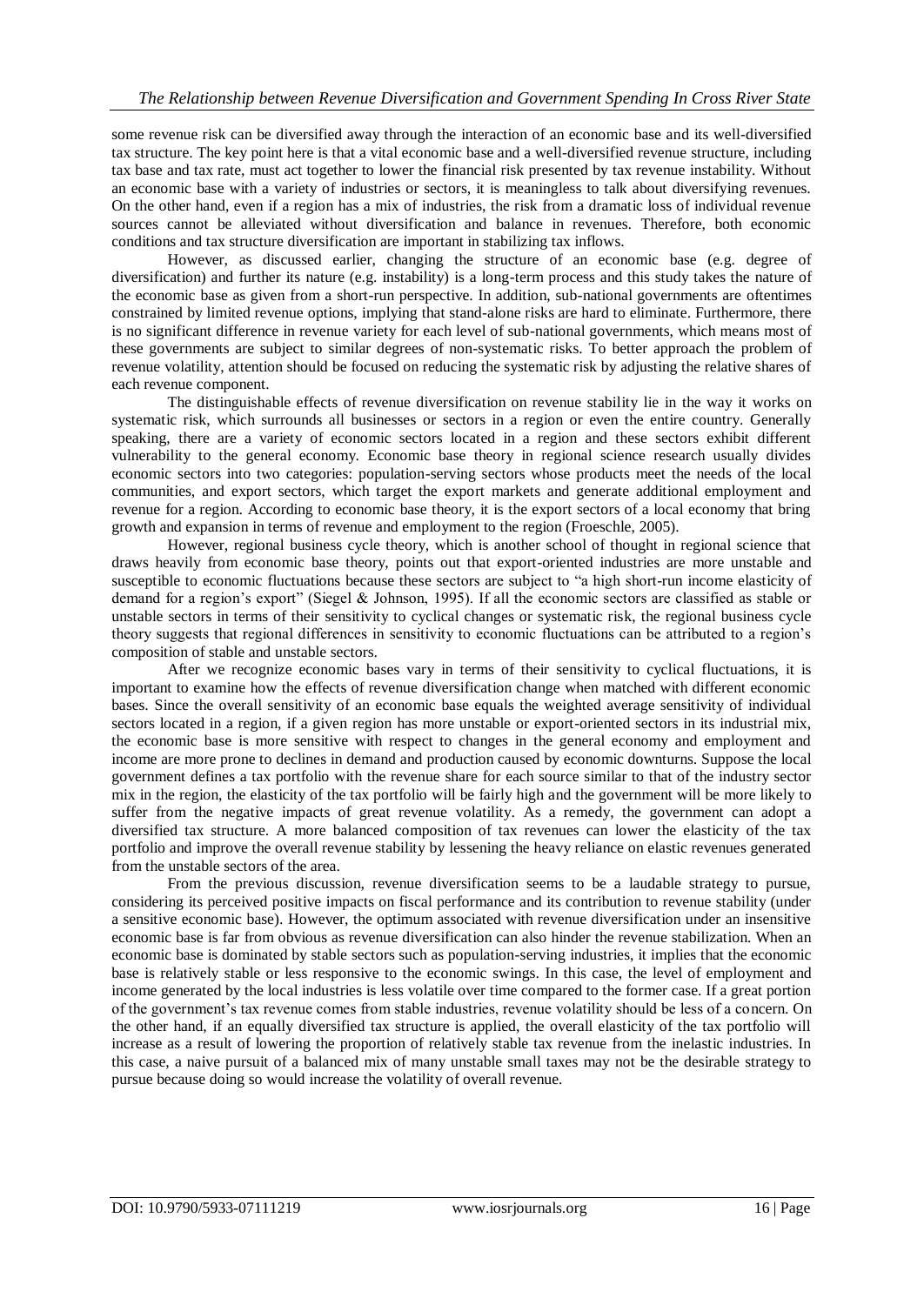some revenue risk can be diversified away through the interaction of an economic base and its well-diversified tax structure. The key point here is that a vital economic base and a well-diversified revenue structure, including tax base and tax rate, must act together to lower the financial risk presented by tax revenue instability. Without an economic base with a variety of industries or sectors, it is meaningless to talk about diversifying revenues. On the other hand, even if a region has a mix of industries, the risk from a dramatic loss of individual revenue sources cannot be alleviated without diversification and balance in revenues. Therefore, both economic conditions and tax structure diversification are important in stabilizing tax inflows.

However, as discussed earlier, changing the structure of an economic base (e.g. degree of diversification) and further its nature (e.g. instability) is a long-term process and this study takes the nature of the economic base as given from a short-run perspective. In addition, sub-national governments are oftentimes constrained by limited revenue options, implying that stand-alone risks are hard to eliminate. Furthermore, there is no significant difference in revenue variety for each level of sub-national governments, which means most of these governments are subject to similar degrees of non-systematic risks. To better approach the problem of revenue volatility, attention should be focused on reducing the systematic risk by adjusting the relative shares of each revenue component.

The distinguishable effects of revenue diversification on revenue stability lie in the way it works on systematic risk, which surrounds all businesses or sectors in a region or even the entire country. Generally speaking, there are a variety of economic sectors located in a region and these sectors exhibit different vulnerability to the general economy. Economic base theory in regional science research usually divides economic sectors into two categories: population-serving sectors whose products meet the needs of the local communities, and export sectors, which target the export markets and generate additional employment and revenue for a region. According to economic base theory, it is the export sectors of a local economy that bring growth and expansion in terms of revenue and employment to the region (Froeschle, 2005).

However, regional business cycle theory, which is another school of thought in regional science that draws heavily from economic base theory, points out that export-oriented industries are more unstable and susceptible to economic fluctuations because these sectors are subject to "a high short-run income elasticity of demand for a region's export" (Siegel & Johnson, 1995). If all the economic sectors are classified as stable or unstable sectors in terms of their sensitivity to cyclical changes or systematic risk, the regional business cycle theory suggests that regional differences in sensitivity to economic fluctuations can be attributed to a region's composition of stable and unstable sectors.

After we recognize economic bases vary in terms of their sensitivity to cyclical fluctuations, it is important to examine how the effects of revenue diversification change when matched with different economic bases. Since the overall sensitivity of an economic base equals the weighted average sensitivity of individual sectors located in a region, if a given region has more unstable or export-oriented sectors in its industrial mix, the economic base is more sensitive with respect to changes in the general economy and employment and income are more prone to declines in demand and production caused by economic downturns. Suppose the local government defines a tax portfolio with the revenue share for each source similar to that of the industry sector mix in the region, the elasticity of the tax portfolio will be fairly high and the government will be more likely to suffer from the negative impacts of great revenue volatility. As a remedy, the government can adopt a diversified tax structure. A more balanced composition of tax revenues can lower the elasticity of the tax portfolio and improve the overall revenue stability by lessening the heavy reliance on elastic revenues generated from the unstable sectors of the area.

From the previous discussion, revenue diversification seems to be a laudable strategy to pursue, considering its perceived positive impacts on fiscal performance and its contribution to revenue stability (under a sensitive economic base). However, the optimum associated with revenue diversification under an insensitive economic base is far from obvious as revenue diversification can also hinder the revenue stabilization. When an economic base is dominated by stable sectors such as population-serving industries, it implies that the economic base is relatively stable or less responsive to the economic swings. In this case, the level of employment and income generated by the local industries is less volatile over time compared to the former case. If a great portion of the government's tax revenue comes from stable industries, revenue volatility should be less of a concern. On the other hand, if an equally diversified tax structure is applied, the overall elasticity of the tax portfolio will increase as a result of lowering the proportion of relatively stable tax revenue from the inelastic industries. In this case, a naive pursuit of a balanced mix of many unstable small taxes may not be the desirable strategy to pursue because doing so would increase the volatility of overall revenue.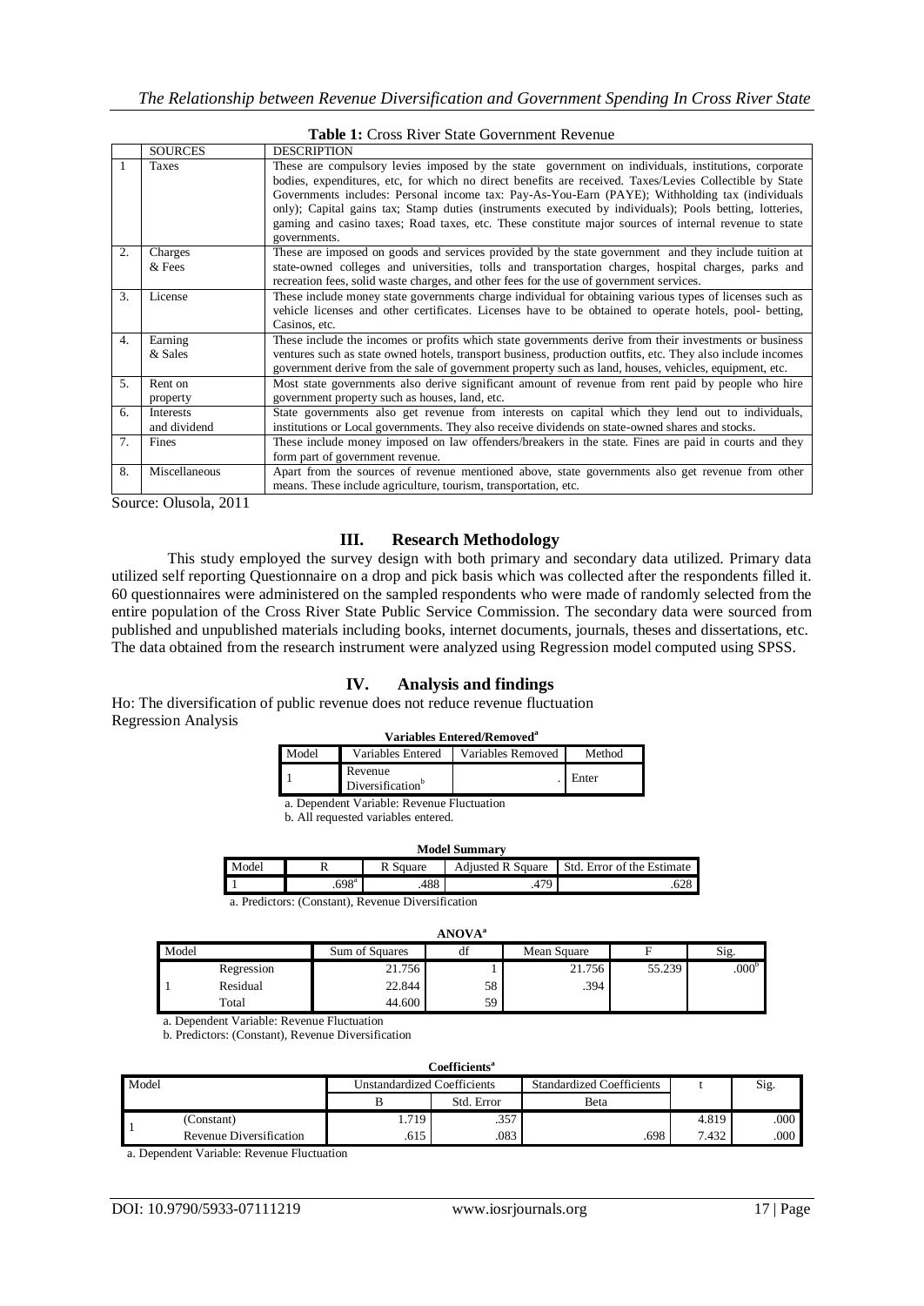**Table 1:** Cross River State Government Revenue

| | SOURCES | DESCRIPTION |
|---|---|---|
| 1 | Taxes | These are compulsory levies imposed by the state government on individuals, institutions, corporate bodies, expenditures, etc, for which no direct benefits are received. Taxes/Levies Collectible by State Governments includes: Personal income tax: Pay-As-You-Earn (PAYE); Withholding tax (individuals only); Capital gains tax; Stamp duties (instruments executed by individuals); Pools betting, lotteries, gaming and casino taxes; Road taxes, etc. These constitute major sources of internal revenue to state governments. |
| 2. | Charges & Fees | These are imposed on goods and services provided by the state government and they include tuition at state-owned colleges and universities, tolls and transportation charges, hospital charges, parks and recreation fees, solid waste charges, and other fees for the use of government services. |
| 3. | License | These include money state governments charge individual for obtaining various types of licenses such as vehicle licenses and other certificates. Licenses have to be obtained to operate hotels, pool- betting, Casinos, etc. |
| 4. | Earning & Sales | These include the incomes or profits which state governments derive from their investments or business ventures such as state owned hotels, transport business, production outfits, etc. They also include incomes government derive from the sale of government property such as land, houses, vehicles, equipment, etc. |
| 5. | Rent on property | Most state governments also derive significant amount of revenue from rent paid by people who hire government property such as houses, land, etc. |
| 6. | Interests and dividend | State governments also get revenue from interests on capital which they lend out to individuals, institutions or Local governments. They also receive dividends on state-owned shares and stocks. |
| 7. | Fines | These include money imposed on law offenders/breakers in the state. Fines are paid in courts and they form part of government revenue. |
| 8. | Miscellaneous | Apart from the sources of revenue mentioned above, state governments also get revenue from other means. These include agriculture, tourism, transportation, etc. |

Source: Olusola, 2011

## III. Research Methodology

This study employed the survey design with both primary and secondary data utilized. Primary data utilized self reporting Questionnaire on a drop and pick basis which was collected after the respondents filled it. 60 questionnaires were administered on the sampled respondents who were made of randomly selected from the entire population of the Cross River State Public Service Commission. The secondary data were sourced from published and unpublished materials including books, internet documents, journals, theses and dissertations, etc. The data obtained from the research instrument were analyzed using Regression model computed using SPSS.

## IV. Analysis and findings

Ho: The diversification of public revenue does not reduce revenue fluctuation

Regression Analysis

**Variables Entered/Removed[a]**

| Model | Variables Entered | Variables Removed | Method |
|---|---|---|---|
| 1 | Revenue Diversification[b] | . | Enter |

a. Dependent Variable: Revenue Fluctuation

b. All requested variables entered.

**Model Summary**

| Model | R | R Square | Adjusted R Square | Std. Error of the Estimate |
|---|---|---|---|---|
| 1 | .698[a] | .488 | .479 | .628 |

a. Predictors: (Constant), Revenue Diversification

**ANOVA[a]**

| Model | | Sum of Squares | df | Mean Square | F | Sig. |
|---|---|---|---|---|---|---|
| 1 | Regression | 21.756 | 1 | 21.756 | 55.239 | .000[b] |
| | Residual | 22.844 | 58 | .394 | | |
| | Total | 44.600 | 59 | | | |

a. Dependent Variable: Revenue Fluctuation

b. Predictors: (Constant), Revenue Diversification

**Coefficients[a]**

| Model | | Unstandardized Coefficients | | Standardized Coefficients | t | Sig. |
|---|---|---|---|---|---|---|
| | | B | Std. Error | Beta | | |
| 1 | (Constant) | 1.719 | .357 | | 4.819 | .000 |
| | Revenue Diversification | .615 | .083 | .698 | 7.432 | .000 |

a. Dependent Variable: Revenue Fluctuation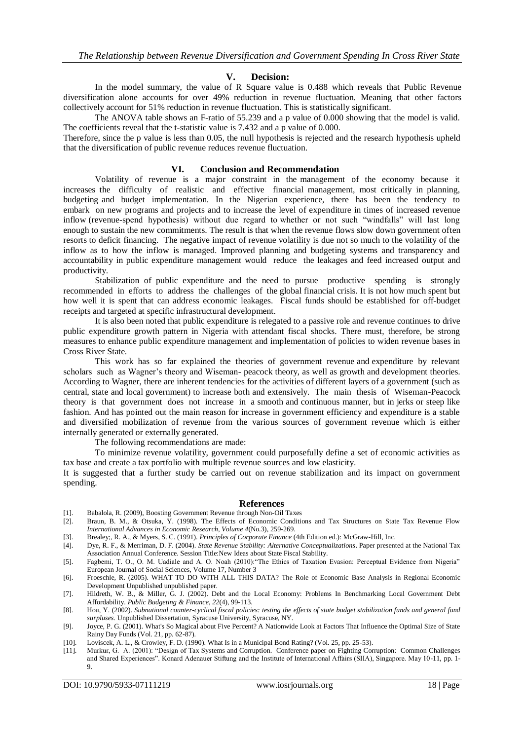## V. Decision:

In the model summary, the value of R Square value is 0.488 which reveals that Public Revenue diversification alone accounts for over 49% reduction in revenue fluctuation. Meaning that other factors collectively account for 51% reduction in revenue fluctuation. This is statistically significant.

The ANOVA table shows an F-ratio of 55.239 and a p value of 0.000 showing that the model is valid. The coefficients reveal that the t-statistic value is 7.432 and a p value of 0.000.

Therefore, since the p value is less than 0.05, the null hypothesis is rejected and the research hypothesis upheld that the diversification of public revenue reduces revenue fluctuation.

## VI. Conclusion and Recommendation

Volatility of revenue is a major constraint in the management of the economy because it increases the difficulty of realistic and effective financial management, most critically in planning, budgeting and budget implementation. In the Nigerian experience, there has been the tendency to embark on new programs and projects and to increase the level of expenditure in times of increased revenue inflow (revenue-spend hypothesis) without due regard to whether or not such "windfalls" will last long enough to sustain the new commitments. The result is that when the revenue flows slow down government often resorts to deficit financing. The negative impact of revenue volatility is due not so much to the volatility of the inflow as to how the inflow is managed. Improved planning and budgeting systems and transparency and accountability in public expenditure management would reduce the leakages and feed increased output and productivity.

Stabilization of public expenditure and the need to pursue productive spending is strongly recommended in efforts to address the challenges of the global financial crisis. It is not how much spent but how well it is spent that can address economic leakages. Fiscal funds should be established for off-budget receipts and targeted at specific infrastructural development.

It is also been noted that public expenditure is relegated to a passive role and revenue continues to drive public expenditure growth pattern in Nigeria with attendant fiscal shocks. There must, therefore, be strong measures to enhance public expenditure management and implementation of policies to widen revenue bases in Cross River State.

This work has so far explained the theories of government revenue and expenditure by relevant scholars such as Wagner's theory and Wiseman- peacock theory, as well as growth and development theories. According to Wagner, there are inherent tendencies for the activities of different layers of a government (such as central, state and local government) to increase both and extensively. The main thesis of Wiseman-Peacock theory is that government does not increase in a smooth and continuous manner, but in jerks or steep like fashion. And has pointed out the main reason for increase in government efficiency and expenditure is a stable and diversified mobilization of revenue from the various sources of government revenue which is either internally generated or externally generated.

The following recommendations are made:

To minimize revenue volatility, government could purposefully define a set of economic activities as tax base and create a tax portfolio with multiple revenue sources and low elasticity.

It is suggested that a further study be carried out on revenue stabilization and its impact on government spending.

## References

[1]. Babalola, R. (2009), Boosting Government Revenue through Non-Oil Taxes

[2]. Braun, B. M., & Otsuka, Y. (1998). The Effects of Economic Conditions and Tax Structures on State Tax Revenue Flow *International Advances in Economic Research, Volume 4*(No.3), 259-269.

[3]. Brealey;, R. A., & Myers, S. C. (1991). *Principles of Corporate Finance* (4th Edition ed.): McGraw-Hill, Inc.

[4]. Dye, R. F., & Merriman, D. F. (2004). *State Revenue Stability: Alternative Conceptualizations*. Paper presented at the National Tax Association Annual Conference. Session Title:New Ideas about State Fiscal Stability.

[5]. Fagbemi, T. O., O. M. Uadiale and A. O. Noah (2010):"The Ethics of Taxation Evasion: Perceptual Evidence from Nigeria" European Journal of Social Sciences, Volume 17, Number 3

[6]. Froeschle, R. (2005). WHAT TO DO WITH ALL THIS DATA? The Role of Economic Base Analysis in Regional Economic Development Unpublished unpublished paper.

[7]. Hildreth, W. B., & Miller, G. J. (2002). Debt and the Local Economy: Problems In Benchmarking Local Government Debt Affordability. *Public Budgeting & Finance, 22*(4), 99-113.

[8]. Hou, Y. (2002). *Subnational counter-cyclical fiscal policies: testing the effects of state budget stabilization funds and general fund surpluses.* Unpublished Dissertation, Syracuse University, Syracuse, NY.

[9]. Joyce, P. G. (2001). What's So Magical about Five Percent? A Nationwide Look at Factors That Influence the Optimal Size of State Rainy Day Funds (Vol. 21, pp. 62-87).

[10]. Loviscek, A. L., & Crowley, F. D. (1990). What Is in a Municipal Bond Rating? (Vol. 25, pp. 25-53).

[11]. Murkur, G. A. (2001): "Design of Tax Systems and Corruption. Conference paper on Fighting Corruption: Common Challenges and Shared Experiences". Konard Adenauer Stiftung and the Institute of International Affairs (SIIA), Singapore. May 10-11, pp. 1-9.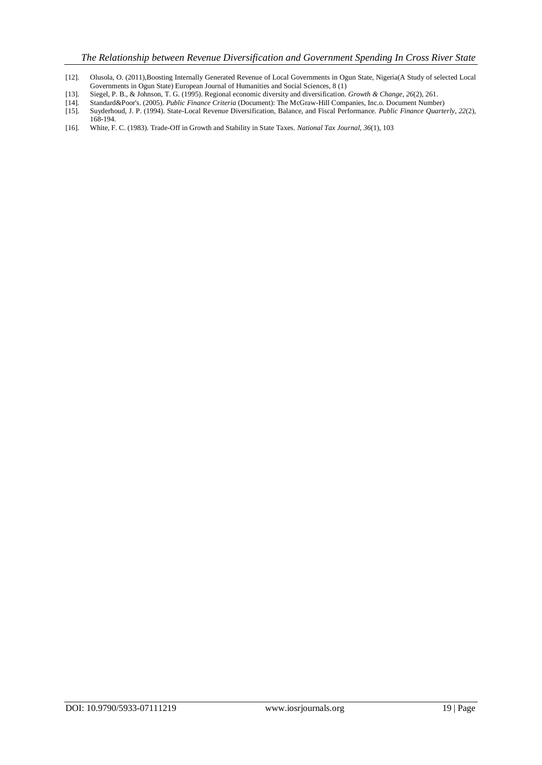[12]. Olusola, O. (2011),Boosting Internally Generated Revenue of Local Governments in Ogun State, Nigeria(A Study of selected Local Governments in Ogun State) European Journal of Humanities and Social Sciences, 8 (1)

[13]. Siegel, P. B., & Johnson, T. G. (1995). Regional economic diversity and diversification. *Growth & Change, 26*(2), 261.

[14]. Standard&Poor's. (2005). *Public Finance Criteria* (Document): The McGraw-Hill Companies, Inc.o. Document Number)

[15]. Suyderhoud, J. P. (1994). State-Local Revenue Diversification, Balance, and Fiscal Performance. *Public Finance Quarterly, 22*(2), 168-194.

[16]. White, F. C. (1983). Trade-Off in Growth and Stability in State Taxes. *National Tax Journal, 36*(1), 103